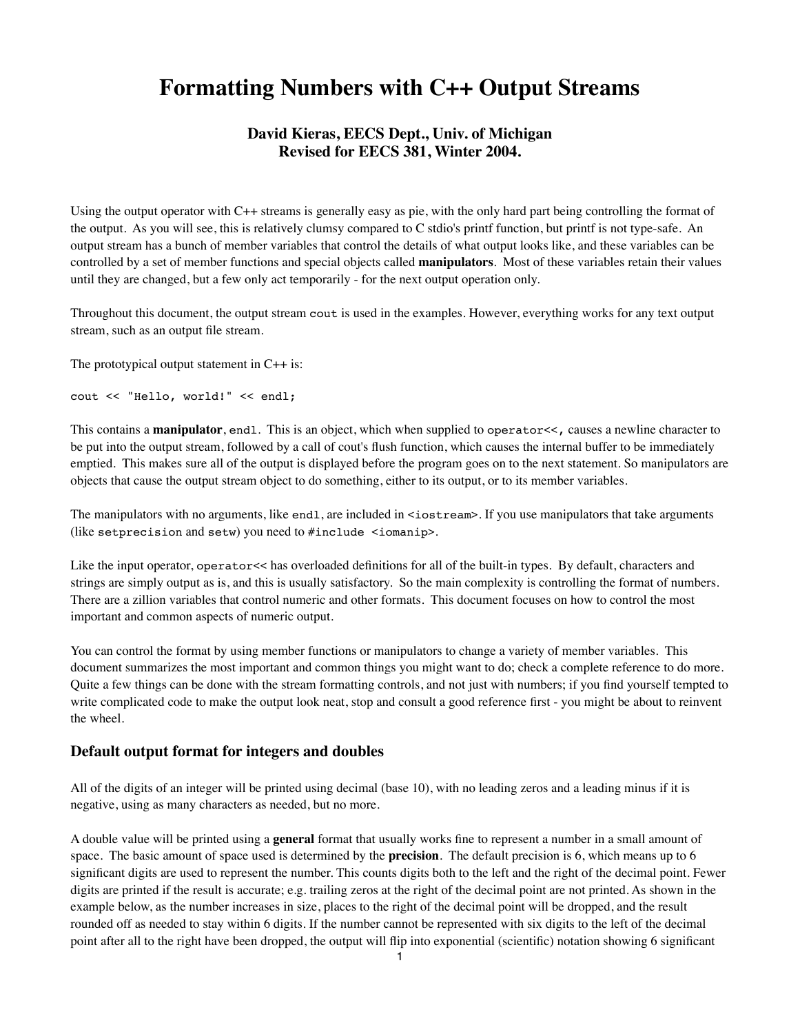# Formatting Numbers with C++ Output Streams

**David Kieras, EECS Dept., Univ. of Michigan**
**Revised for EECS 381, Winter 2004.**

Using the output operator with C++ streams is generally easy as pie, with the only hard part being controlling the format of the output. As you will see, this is relatively clumsy compared to C stdio's printf function, but printf is not type-safe. An output stream has a bunch of member variables that control the details of what output looks like, and these variables can be controlled by a set of member functions and special objects called **manipulators**. Most of these variables retain their values until they are changed, but a few only act temporarily - for the next output operation only.

Throughout this document, the output stream `cout` is used in the examples. However, everything works for any text output stream, such as an output file stream.

The prototypical output statement in C++ is:

```
cout << "Hello, world!" << endl;
```

This contains a **manipulator**, `endl`. This is an object, which when supplied to `operator<<`, causes a newline character to be put into the output stream, followed by a call of cout's flush function, which causes the internal buffer to be immediately emptied. This makes sure all of the output is displayed before the program goes on to the next statement. So manipulators are objects that cause the output stream object to do something, either to its output, or to its member variables.

The manipulators with no arguments, like `endl`, are included in `<iostream>`. If you use manipulators that take arguments (like `setprecision` and `setw`) you need to `#include <iomanip>`.

Like the input operator, `operator<<` has overloaded definitions for all of the built-in types. By default, characters and strings are simply output as is, and this is usually satisfactory. So the main complexity is controlling the format of numbers. There are a zillion variables that control numeric and other formats. This document focuses on how to control the most important and common aspects of numeric output.

You can control the format by using member functions or manipulators to change a variety of member variables. This document summarizes the most important and common things you might want to do; check a complete reference to do more. Quite a few things can be done with the stream formatting controls, and not just with numbers; if you find yourself tempted to write complicated code to make the output look neat, stop and consult a good reference first - you might be about to reinvent the wheel.

### Default output format for integers and doubles

All of the digits of an integer will be printed using decimal (base 10), with no leading zeros and a leading minus if it is negative, using as many characters as needed, but no more.

A double value will be printed using a **general** format that usually works fine to represent a number in a small amount of space. The basic amount of space used is determined by the **precision**. The default precision is 6, which means up to 6 significant digits are used to represent the number. This counts digits both to the left and the right of the decimal point. Fewer digits are printed if the result is accurate; e.g. trailing zeros at the right of the decimal point are not printed. As shown in the example below, as the number increases in size, places to the right of the decimal point will be dropped, and the result rounded off as needed to stay within 6 digits. If the number cannot be represented with six digits to the left of the decimal point after all to the right have been dropped, the output will flip into exponential (scientific) notation showing 6 significant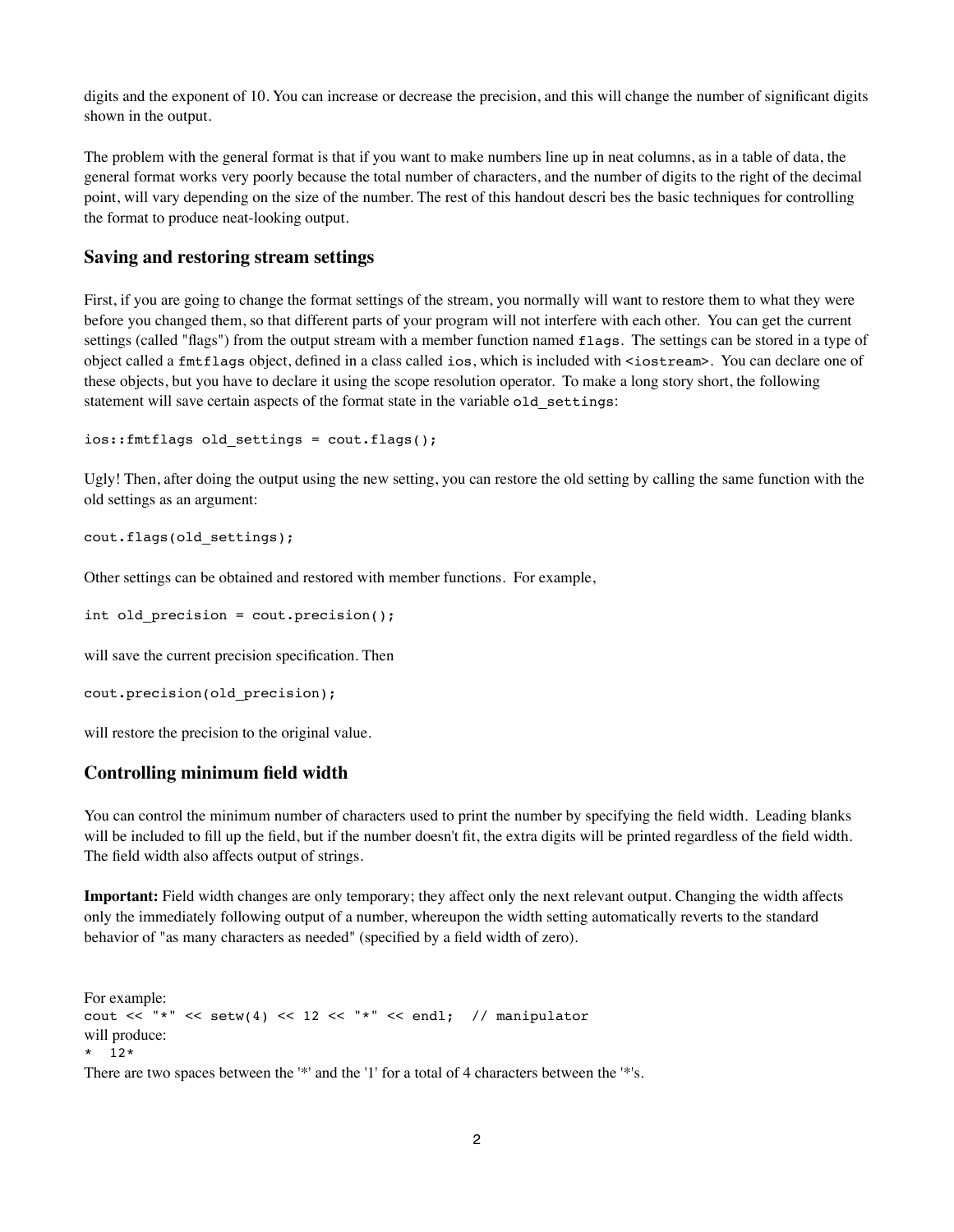digits and the exponent of 10. You can increase or decrease the precision, and this will change the number of significant digits shown in the output.

The problem with the general format is that if you want to make numbers line up in neat columns, as in a table of data, the general format works very poorly because the total number of characters, and the number of digits to the right of the decimal point, will vary depending on the size of the number. The rest of this handout descri bes the basic techniques for controlling the format to produce neat-looking output.

## Saving and restoring stream settings

First, if you are going to change the format settings of the stream, you normally will want to restore them to what they were before you changed them, so that different parts of your program will not interfere with each other. You can get the current settings (called "flags") from the output stream with a member function named `flags`. The settings can be stored in a type of object called a `fmtflags` object, defined in a class called `ios`, which is included with `<iostream>`. You can declare one of these objects, but you have to declare it using the scope resolution operator. To make a long story short, the following statement will save certain aspects of the format state in the variable `old_settings`:

```
ios::fmtflags old_settings = cout.flags();
```

Ugly! Then, after doing the output using the new setting, you can restore the old setting by calling the same function with the old settings as an argument:

```
cout.flags(old_settings);
```

Other settings can be obtained and restored with member functions. For example,

```
int old_precision = cout.precision();
```

will save the current precision specification. Then

```
cout.precision(old_precision);
```

will restore the precision to the original value.

## Controlling minimum field width

You can control the minimum number of characters used to print the number by specifying the field width. Leading blanks will be included to fill up the field, but if the number doesn't fit, the extra digits will be printed regardless of the field width. The field width also affects output of strings.

**Important:** Field width changes are only temporary; they affect only the next relevant output. Changing the width affects only the immediately following output of a number, whereupon the width setting automatically reverts to the standard behavior of "as many characters as needed" (specified by a field width of zero).

For example:

```
cout << "*" << setw(4) << 12 << "*" << endl;  // manipulator
```

will produce:

```
*  12*
```

There are two spaces between the '*' and the '1' for a total of 4 characters between the '*'s.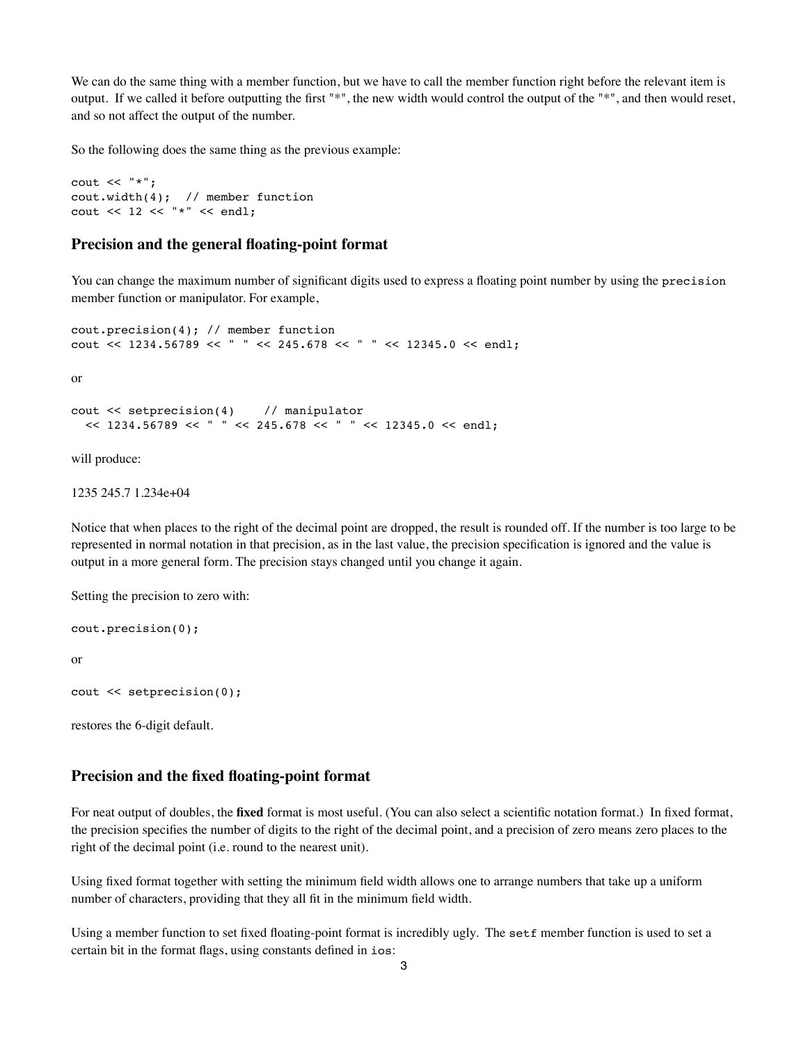We can do the same thing with a member function, but we have to call the member function right before the relevant item is output. If we called it before outputting the first "*", the new width would control the output of the "*", and then would reset, and so not affect the output of the number.

So the following does the same thing as the previous example:

```
cout << "*";
cout.width(4);  // member function
cout << 12 << "*" << endl;
```

## Precision and the general floating-point format

You can change the maximum number of significant digits used to express a floating point number by using the `precision` member function or manipulator. For example,

```
cout.precision(4); // member function
cout << 1234.56789 << " " << 245.678 << " " << 12345.0 << endl;
```

or

```
cout << setprecision(4)    // manipulator
  << 1234.56789 << " " << 245.678 << " " << 12345.0 << endl;
```

will produce:

1235 245.7 1.234e+04

Notice that when places to the right of the decimal point are dropped, the result is rounded off. If the number is too large to be represented in normal notation in that precision, as in the last value, the precision specification is ignored and the value is output in a more general form. The precision stays changed until you change it again.

Setting the precision to zero with:

```
cout.precision(0);
```

or

```
cout << setprecision(0);
```

restores the 6-digit default.

## Precision and the fixed floating-point format

For neat output of doubles, the **fixed** format is most useful. (You can also select a scientific notation format.) In fixed format, the precision specifies the number of digits to the right of the decimal point, and a precision of zero means zero places to the right of the decimal point (i.e. round to the nearest unit).

Using fixed format together with setting the minimum field width allows one to arrange numbers that take up a uniform number of characters, providing that they all fit in the minimum field width.

Using a member function to set fixed floating-point format is incredibly ugly. The `setf` member function is used to set a certain bit in the format flags, using constants defined in `ios`: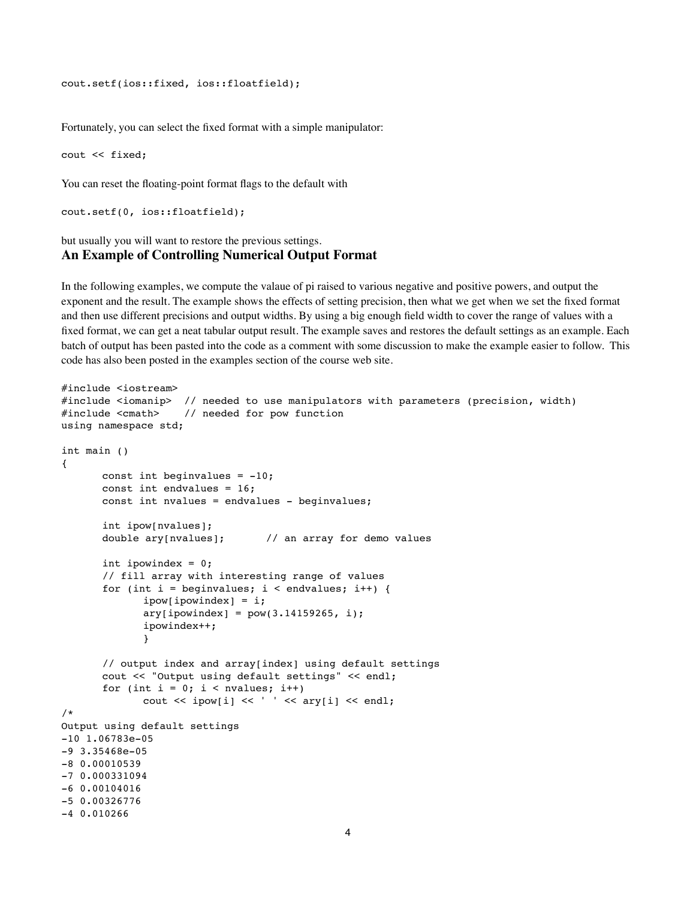```
cout.setf(ios::fixed, ios::floatfield);
```

Fortunately, you can select the fixed format with a simple manipulator:

```
cout << fixed;
```

You can reset the floating-point format flags to the default with

```
cout.setf(0, ios::floatfield);
```

but usually you will want to restore the previous settings.

### An Example of Controlling Numerical Output Format

In the following examples, we compute the valaue of pi raised to various negative and positive powers, and output the exponent and the result. The example shows the effects of setting precision, then what we get when we set the fixed format and then use different precisions and output widths. By using a big enough field width to cover the range of values with a fixed format, we can get a neat tabular output result. The example saves and restores the default settings as an example. Each batch of output has been pasted into the code as a comment with some discussion to make the example easier to follow. This code has also been posted in the examples section of the course web site.

```
#include <iostream>
#include <iomanip>  // needed to use manipulators with parameters (precision, width)
#include <cmath>    // needed for pow function
using namespace std;

int main ()
{
	const int beginvalues = -10;
	const int endvalues = 16;
	const int nvalues = endvalues - beginvalues;

	int ipow[nvalues];
	double ary[nvalues];	// an array for demo values

	int ipowindex = 0;
	// fill array with interesting range of values
	for (int i = beginvalues; i < endvalues; i++) {
		ipow[ipowindex] = i;
		ary[ipowindex] = pow(3.14159265, i);
		ipowindex++;
		}

	// output index and array[index] using default settings
	cout << "Output using default settings" << endl;
	for (int i = 0; i < nvalues; i++)
		cout << ipow[i] << ' ' << ary[i] << endl;
/*
Output using default settings
-10 1.06783e-05
-9 3.35468e-05
-8 0.00010539
-7 0.000331094
-6 0.00104016
-5 0.00326776
-4 0.010266
```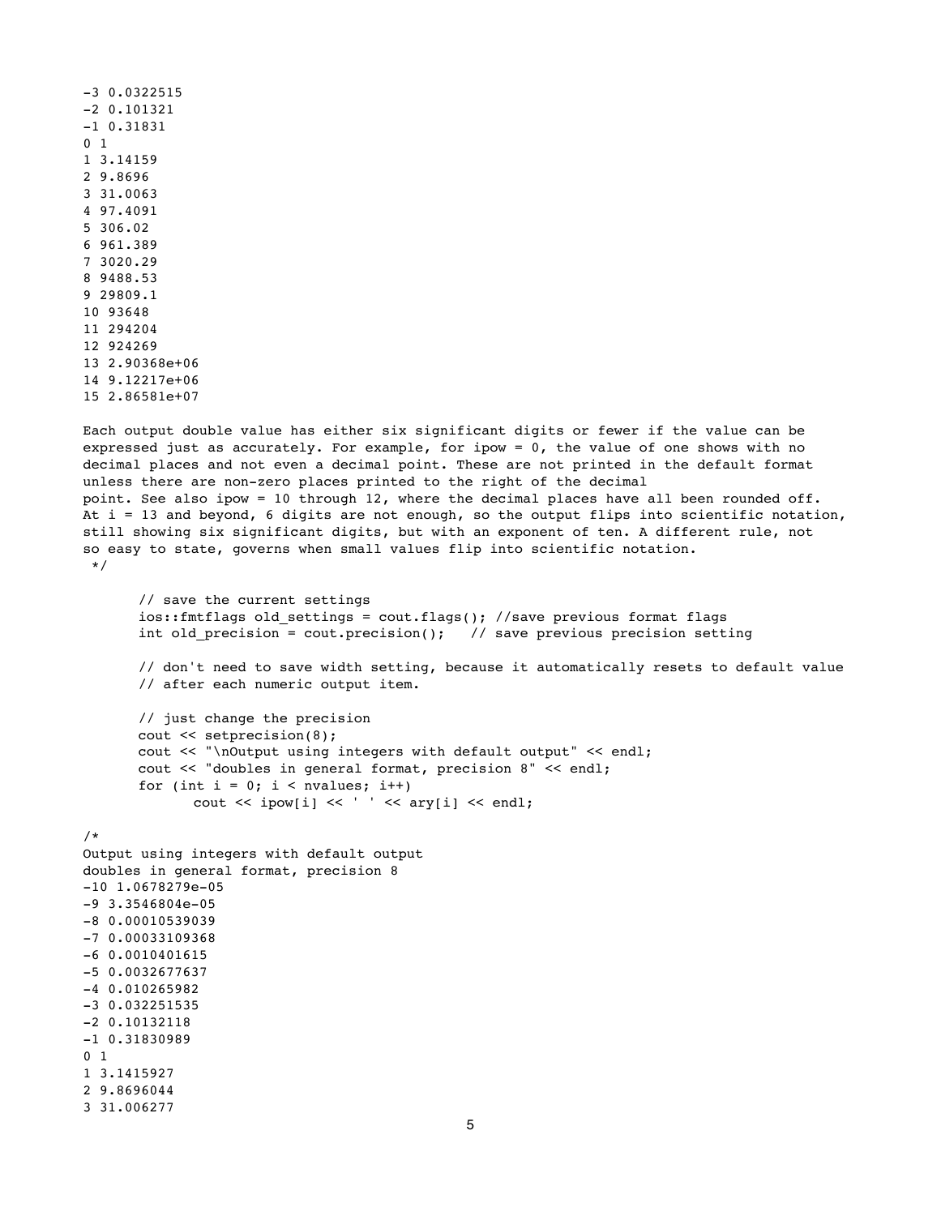```
-3 0.0322515
-2 0.101321
-1 0.31831
0 1
1 3.14159
2 9.8696
3 31.0063
4 97.4091
5 306.02
6 961.389
7 3020.29
8 9488.53
9 29809.1
10 93648
11 294204
12 924269
13 2.90368e+06
14 9.12217e+06
15 2.86581e+07

Each output double value has either six significant digits or fewer if the value can be
expressed just as accurately. For example, for ipow = 0, the value of one shows with no
decimal places and not even a decimal point. These are not printed in the default format
unless there are non-zero places printed to the right of the decimal
point. See also ipow = 10 through 12, where the decimal places have all been rounded off.
At i = 13 and beyond, 6 digits are not enough, so the output flips into scientific notation,
still showing six significant digits, but with an exponent of ten. A different rule, not
so easy to state, governs when small values flip into scientific notation.
 */

       // save the current settings
       ios::fmtflags old_settings = cout.flags(); //save previous format flags
       int old_precision = cout.precision();   // save previous precision setting

       // don't need to save width setting, because it automatically resets to default value
       // after each numeric output item.

       // just change the precision
       cout << setprecision(8);
       cout << "\nOutput using integers with default output" << endl;
       cout << "doubles in general format, precision 8" << endl;
       for (int i = 0; i < nvalues; i++)
              cout << ipow[i] << ' ' << ary[i] << endl;

/*
Output using integers with default output
doubles in general format, precision 8
-10 1.0678279e-05
-9 3.3546804e-05
-8 0.00010539039
-7 0.00033109368
-6 0.0010401615
-5 0.0032677637
-4 0.010265982
-3 0.032251535
-2 0.10132118
-1 0.31830989
0 1
1 3.1415927
2 9.8696044
3 31.006277
```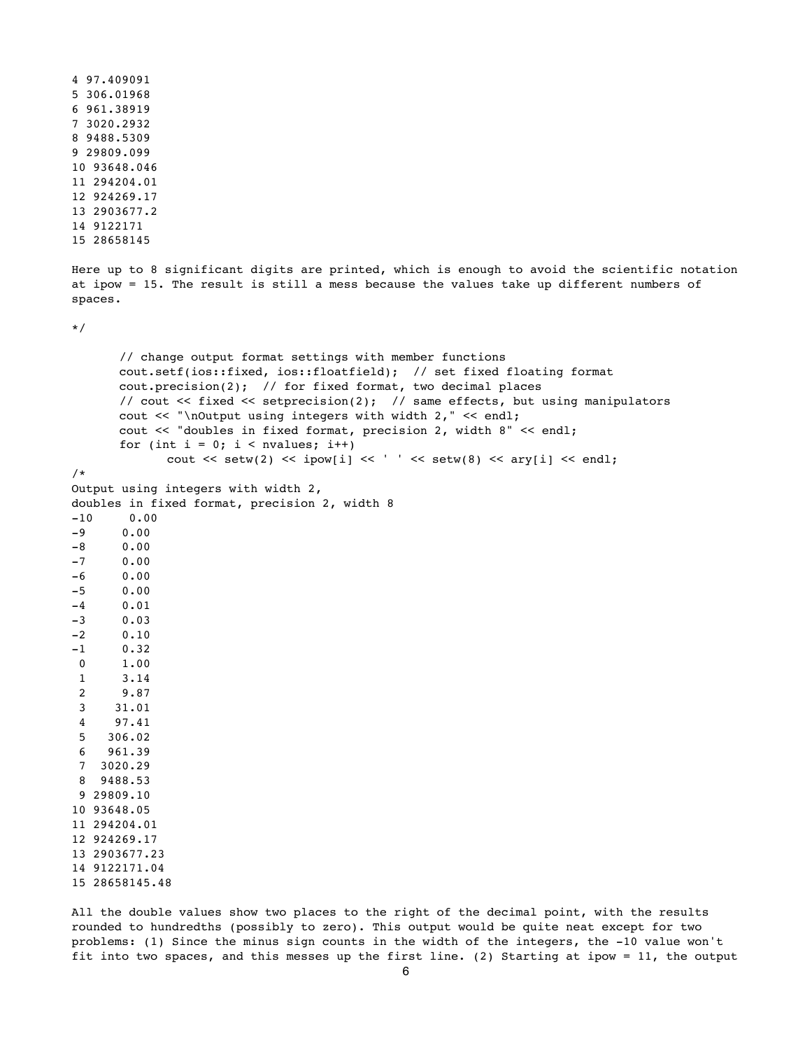```
4 97.409091
5 306.01968
6 961.38919
7 3020.2932
8 9488.5309
9 29809.099
10 93648.046
11 294204.01
12 924269.17
13 2903677.2
14 9122171
15 28658145
```

Here up to 8 significant digits are printed, which is enough to avoid the scientific notation at ipow = 15. The result is still a mess because the values take up different numbers of spaces.

```
*/

       // change output format settings with member functions
       cout.setf(ios::fixed, ios::floatfield);  // set fixed floating format
       cout.precision(2);  // for fixed format, two decimal places
       // cout << fixed << setprecision(2);  // same effects, but using manipulators
       cout << "\nOutput using integers with width 2," << endl;
       cout << "doubles in fixed format, precision 2, width 8" << endl;
       for (int i = 0; i < nvalues; i++)
             cout << setw(2) << ipow[i] << ' ' << setw(8) << ary[i] << endl;
/*
Output using integers with width 2,
doubles in fixed format, precision 2, width 8
-10     0.00
-9     0.00
-8     0.00
-7     0.00
-6     0.00
-5     0.00
-4     0.01
-3     0.03
-2     0.10
-1     0.32
 0     1.00
 1     3.14
 2     9.87
 3    31.01
 4    97.41
 5   306.02
 6   961.39
 7  3020.29
 8  9488.53
 9 29809.10
10 93648.05
11 294204.01
12 924269.17
13 2903677.23
14 9122171.04
15 28658145.48
```

All the double values show two places to the right of the decimal point, with the results rounded to hundredths (possibly to zero). This output would be quite neat except for two problems: (1) Since the minus sign counts in the width of the integers, the -10 value won't fit into two spaces, and this messes up the first line. (2) Starting at ipow = 11, the output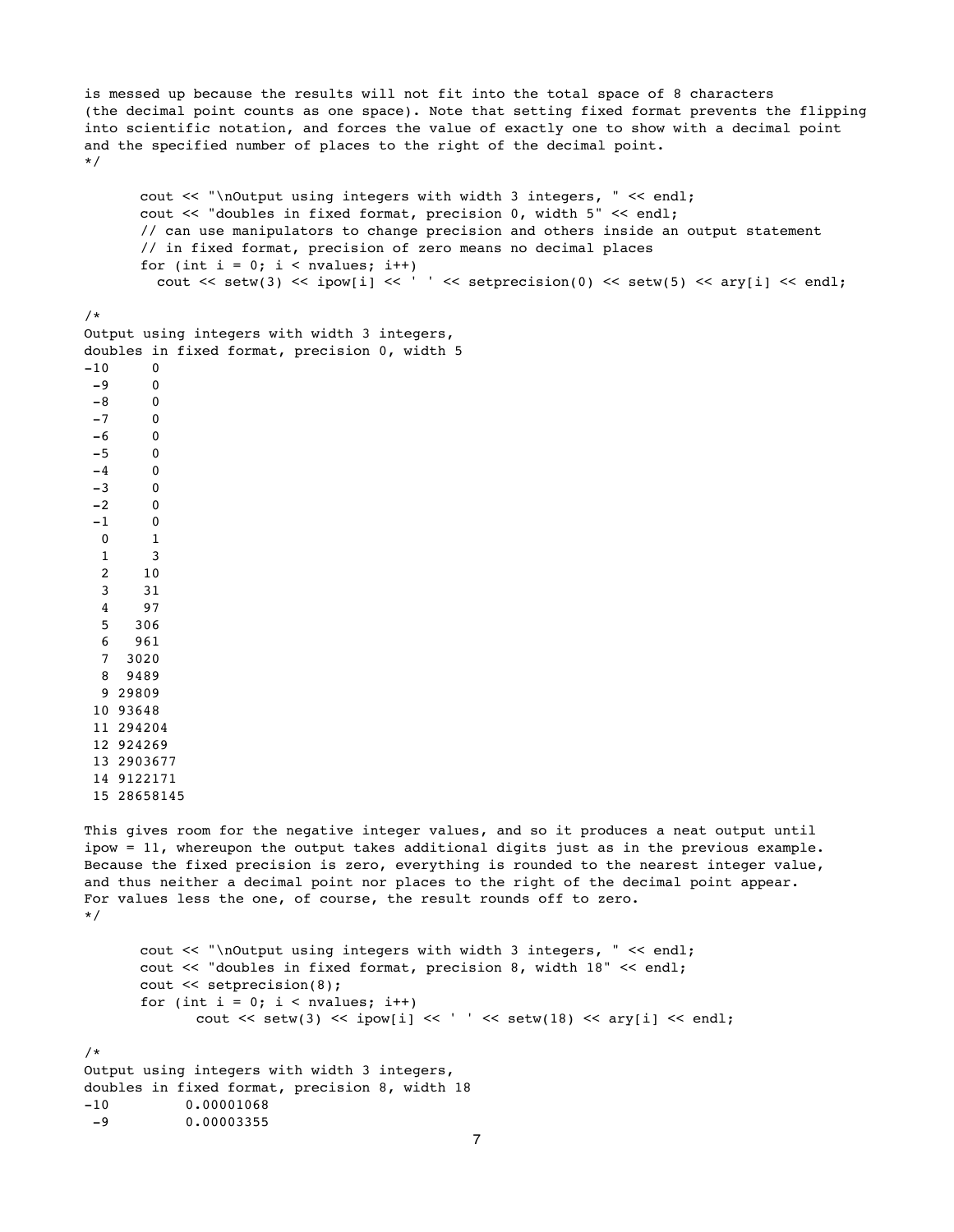```
is messed up because the results will not fit into the total space of 8 characters
(the decimal point counts as one space). Note that setting fixed format prevents the flipping
into scientific notation, and forces the value of exactly one to show with a decimal point
and the specified number of places to the right of the decimal point.
*/

	cout << "\nOutput using integers with width 3 integers, " << endl;
	cout << "doubles in fixed format, precision 0, width 5" << endl;
	// can use manipulators to change precision and others inside an output statement
	// in fixed format, precision of zero means no decimal places
	for (int i = 0; i < nvalues; i++)
	  cout << setw(3) << ipow[i] << ' ' << setprecision(0) << setw(5) << ary[i] << endl;

/*
Output using integers with width 3 integers,
doubles in fixed format, precision 0, width 5
-10     0
 -9     0
 -8     0
 -7     0
 -6     0
 -5     0
 -4     0
 -3     0
 -2     0
 -1     0
  0     1
  1     3
  2    10
  3    31
  4    97
  5   306
  6   961
  7  3020
  8  9489
  9 29809
 10 93648
 11 294204
 12 924269
 13 2903677
 14 9122171
 15 28658145

This gives room for the negative integer values, and so it produces a neat output until
ipow = 11, whereupon the output takes additional digits just as in the previous example.
Because the fixed precision is zero, everything is rounded to the nearest integer value,
and thus neither a decimal point nor places to the right of the decimal point appear.
For values less the one, of course, the result rounds off to zero.
*/

	cout << "\nOutput using integers with width 3 integers, " << endl;
	cout << "doubles in fixed format, precision 8, width 18" << endl;
	cout << setprecision(8);
	for (int i = 0; i < nvalues; i++)
		cout << setw(3) << ipow[i] << ' ' << setw(18) << ary[i] << endl;

/*
Output using integers with width 3 integers,
doubles in fixed format, precision 8, width 18
-10         0.00001068
 -9         0.00003355
```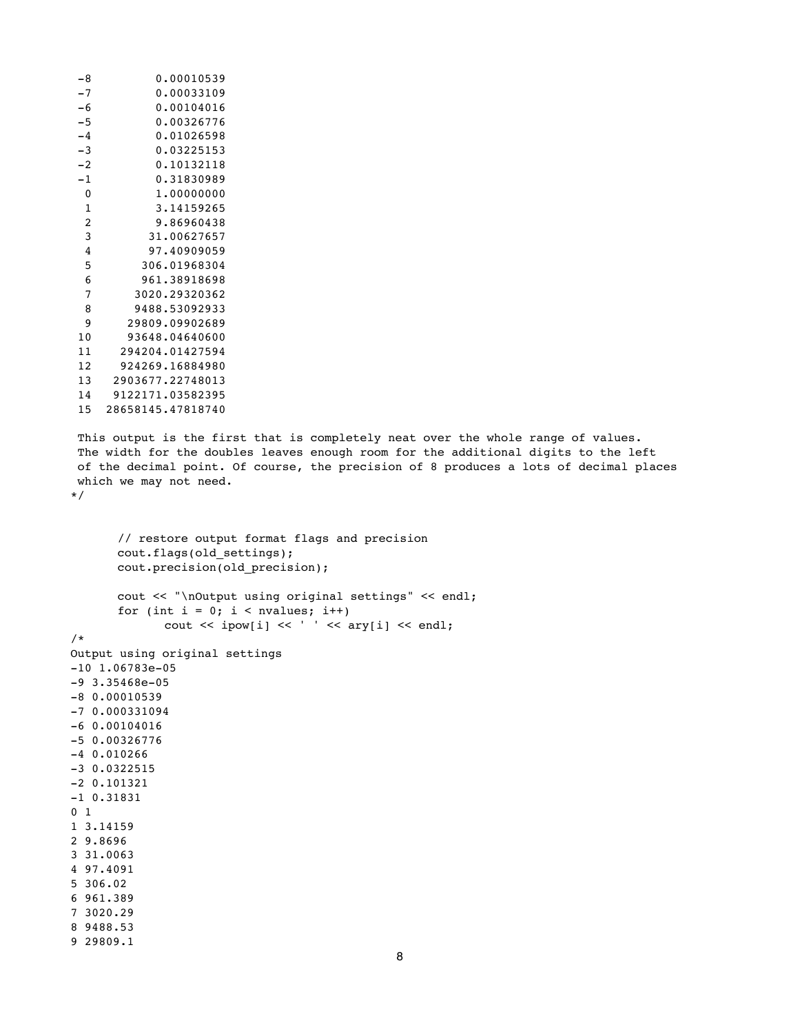```
 -8         0.00010539
 -7         0.00033109
 -6         0.00104016
 -5         0.00326776
 -4         0.01026598
 -3         0.03225153
 -2         0.10132118
 -1         0.31830989
  0         1.00000000
  1         3.14159265
  2         9.86960438
  3        31.00627657
  4        97.40909059
  5       306.01968304
  6       961.38918698
  7      3020.29320362
  8      9488.53092933
  9     29809.09902689
 10     93648.04640600
 11    294204.01427594
 12    924269.16884980
 13   2903677.22748013
 14   9122171.03582395
 15  28658145.47818740

 This output is the first that is completely neat over the whole range of values.
 The width for the doubles leaves enough room for the additional digits to the left
 of the decimal point. Of course, the precision of 8 produces a lots of decimal places
 which we may not need.
*/


      // restore output format flags and precision
      cout.flags(old_settings);
      cout.precision(old_precision);

      cout << "\nOutput using original settings" << endl;
      for (int i = 0; i < nvalues; i++)
            cout << ipow[i] << ' ' << ary[i] << endl;
/*
Output using original settings
-10 1.06783e-05
-9 3.35468e-05
-8 0.00010539
-7 0.000331094
-6 0.00104016
-5 0.00326776
-4 0.010266
-3 0.0322515
-2 0.101321
-1 0.31831
0 1
1 3.14159
2 9.8696
3 31.0063
4 97.4091
5 306.02
6 961.389
7 3020.29
8 9488.53
9 29809.1
```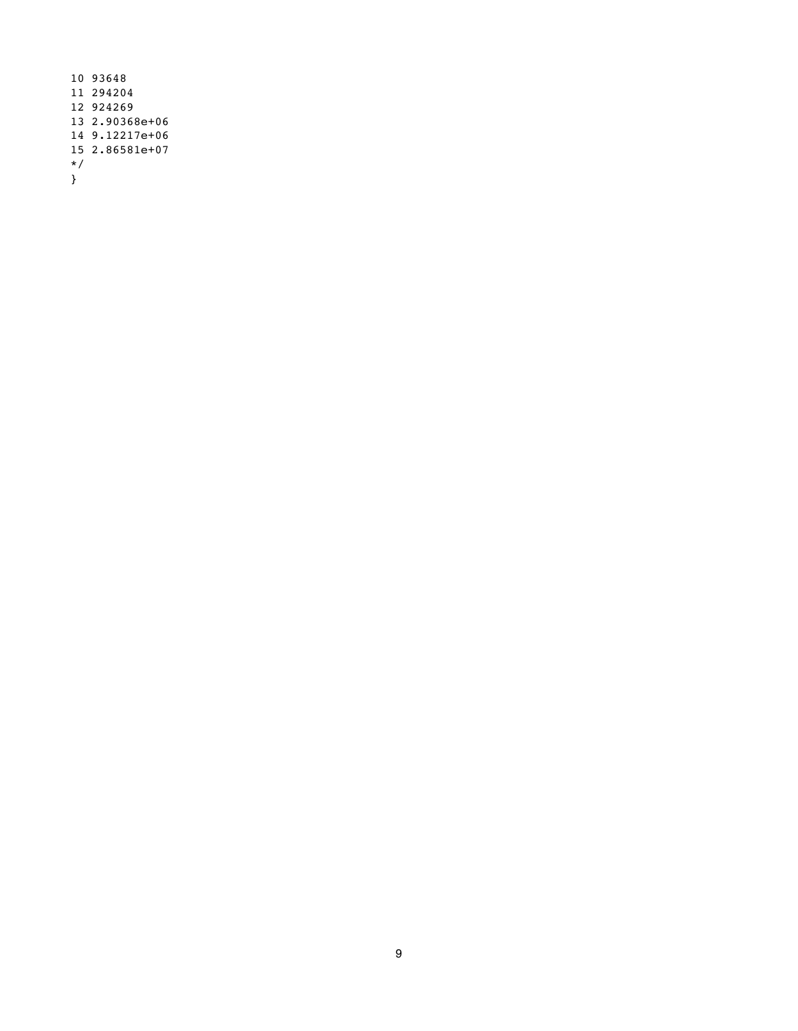```
10 93648
11 294204
12 924269
13 2.90368e+06
14 9.12217e+06
15 2.86581e+07
*/
}
```